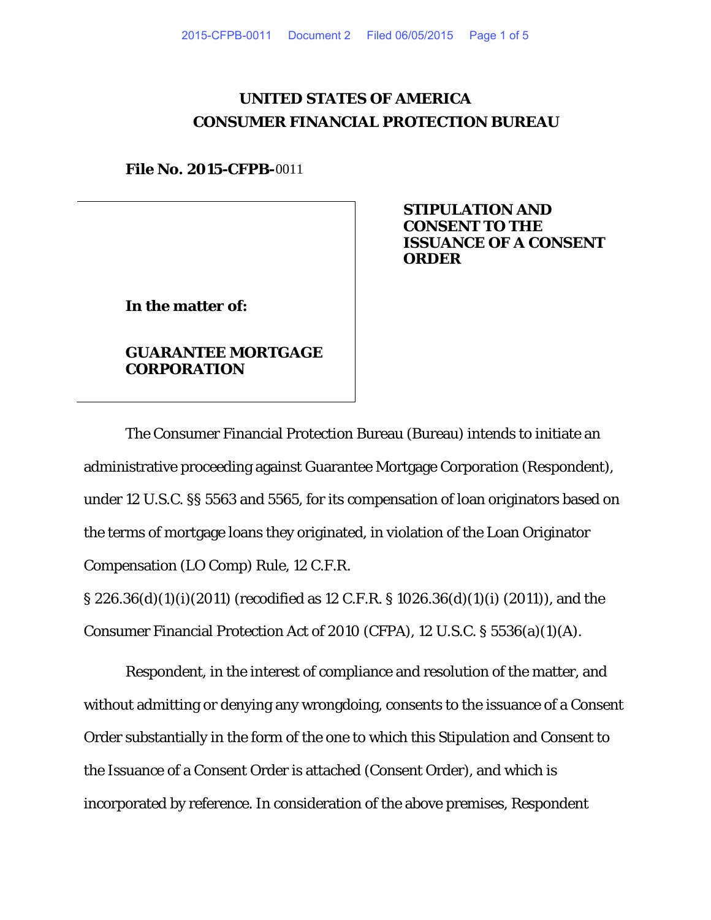# UNITED STATES OF AMERICA
# CONSUMER FINANCIAL PROTECTION BUREAU

**File No. 2015-CFPB-**0011

**In the matter of:**

**GUARANTEE MORTGAGE CORPORATION**

**STIPULATION AND CONSENT TO THE ISSUANCE OF A CONSENT ORDER**

The Consumer Financial Protection Bureau (Bureau) intends to initiate an administrative proceeding against Guarantee Mortgage Corporation (Respondent), under 12 U.S.C. §§ 5563 and 5565, for its compensation of loan originators based on the terms of mortgage loans they originated, in violation of the Loan Originator Compensation (LO Comp) Rule, 12 C.F.R. § 226.36(d)(1)(i)(2011) (recodified as 12 C.F.R. § 1026.36(d)(1)(i) (2011)), and the Consumer Financial Protection Act of 2010 (CFPA), 12 U.S.C. § 5536(a)(1)(A).

Respondent, in the interest of compliance and resolution of the matter, and without admitting or denying any wrongdoing, consents to the issuance of a Consent Order substantially in the form of the one to which this Stipulation and Consent to the Issuance of a Consent Order is attached (Consent Order), and which is incorporated by reference. In consideration of the above premises, Respondent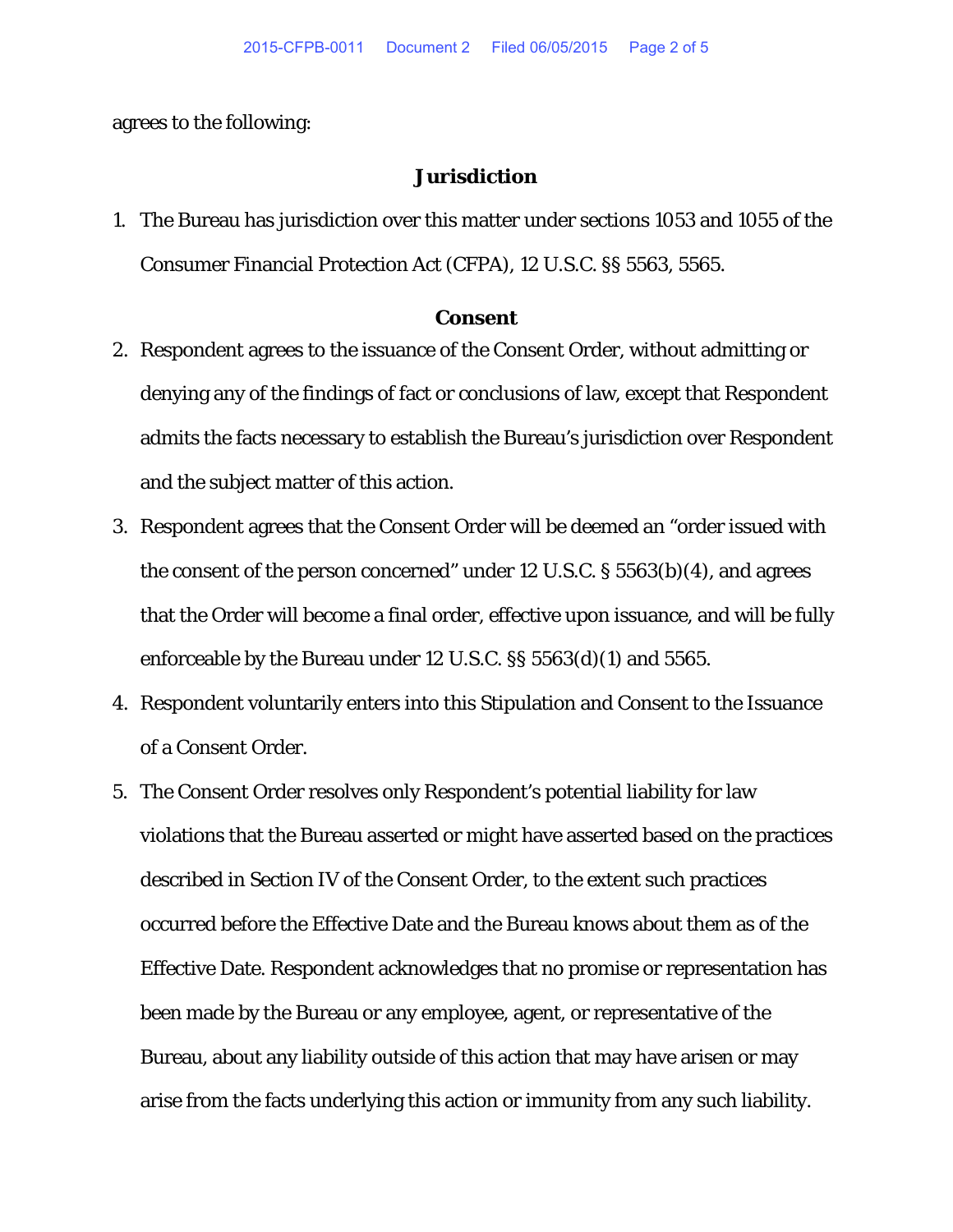agrees to the following:

## Jurisdiction

1. The Bureau has jurisdiction over this matter under sections 1053 and 1055 of the Consumer Financial Protection Act (CFPA), 12 U.S.C. §§ 5563, 5565.

## Consent

2. Respondent agrees to the issuance of the Consent Order, without admitting or denying any of the findings of fact or conclusions of law, except that Respondent admits the facts necessary to establish the Bureau's jurisdiction over Respondent and the subject matter of this action.
3. Respondent agrees that the Consent Order will be deemed an "order issued with the consent of the person concerned" under 12 U.S.C. § 5563(b)(4), and agrees that the Order will become a final order, effective upon issuance, and will be fully enforceable by the Bureau under 12 U.S.C. §§ 5563(d)(1) and 5565.
4. Respondent voluntarily enters into this Stipulation and Consent to the Issuance of a Consent Order.
5. The Consent Order resolves only Respondent's potential liability for law violations that the Bureau asserted or might have asserted based on the practices described in Section IV of the Consent Order, to the extent such practices occurred before the Effective Date and the Bureau knows about them as of the Effective Date. Respondent acknowledges that no promise or representation has been made by the Bureau or any employee, agent, or representative of the Bureau, about any liability outside of this action that may have arisen or may arise from the facts underlying this action or immunity from any such liability.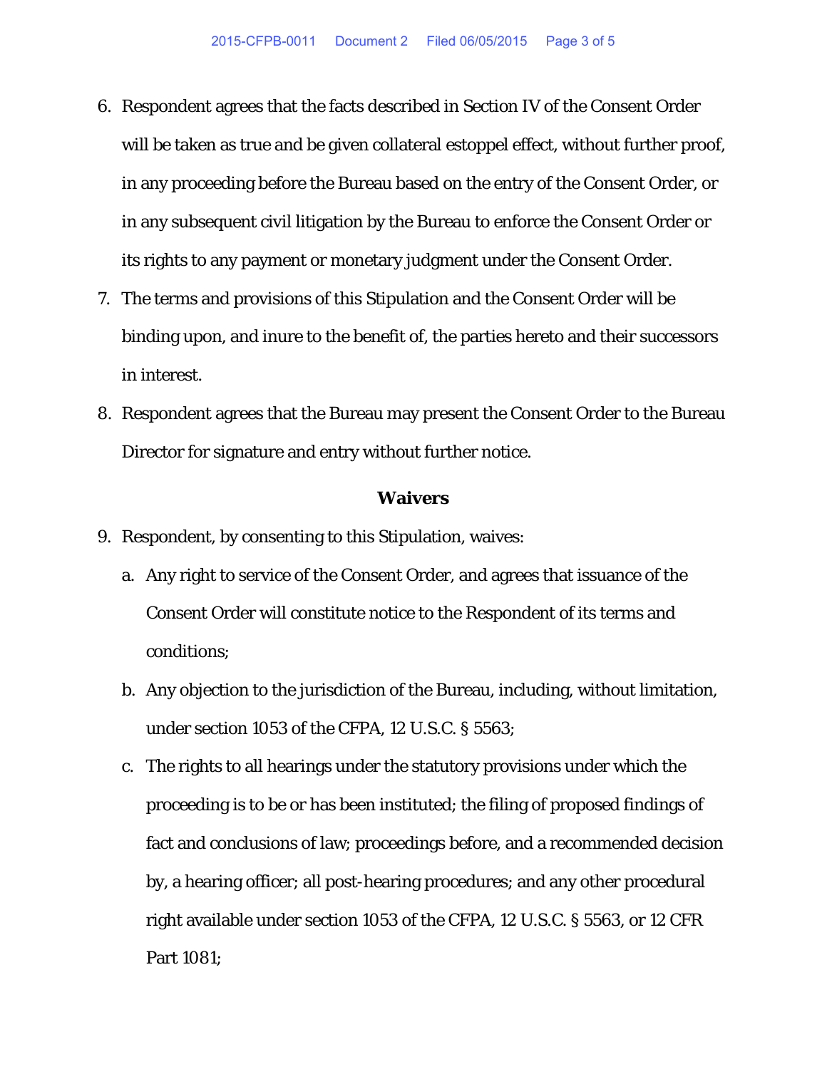6. Respondent agrees that the facts described in Section IV of the Consent Order will be taken as true and be given collateral estoppel effect, without further proof, in any proceeding before the Bureau based on the entry of the Consent Order, or in any subsequent civil litigation by the Bureau to enforce the Consent Order or its rights to any payment or monetary judgment under the Consent Order.
7. The terms and provisions of this Stipulation and the Consent Order will be binding upon, and inure to the benefit of, the parties hereto and their successors in interest.
8. Respondent agrees that the Bureau may present the Consent Order to the Bureau Director for signature and entry without further notice.

**Waivers**

9. Respondent, by consenting to this Stipulation, waives:
   a. Any right to service of the Consent Order, and agrees that issuance of the Consent Order will constitute notice to the Respondent of its terms and conditions;
   b. Any objection to the jurisdiction of the Bureau, including, without limitation, under section 1053 of the CFPA, 12 U.S.C. § 5563;
   c. The rights to all hearings under the statutory provisions under which the proceeding is to be or has been instituted; the filing of proposed findings of fact and conclusions of law; proceedings before, and a recommended decision by, a hearing officer; all post-hearing procedures; and any other procedural right available under section 1053 of the CFPA, 12 U.S.C. § 5563, or 12 CFR Part 1081;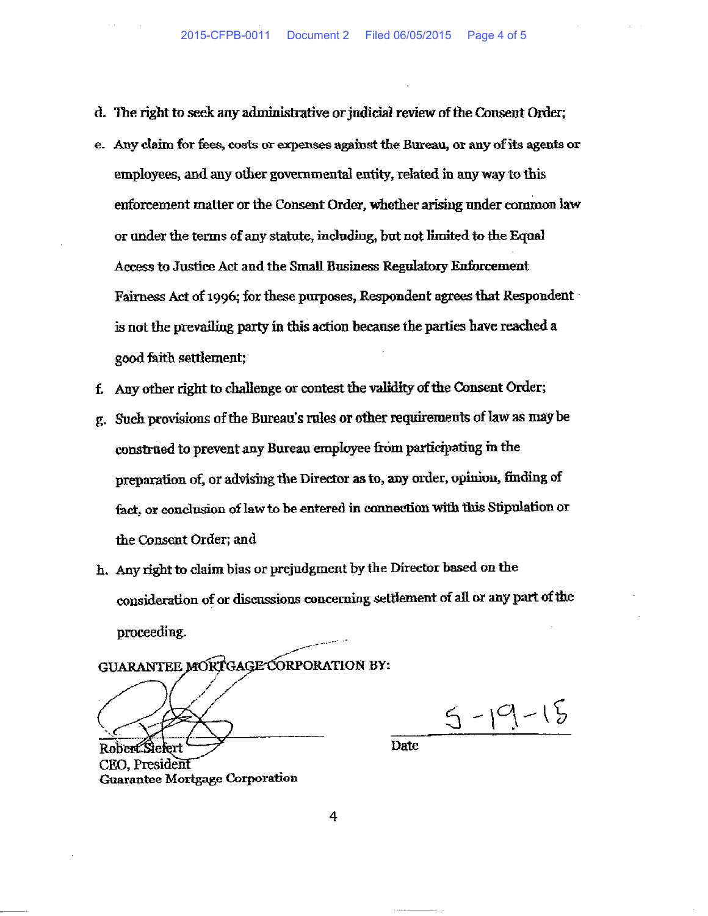d. The right to seek any administrative or judicial review of the Consent Order;

e. Any claim for fees, costs or expenses against the Bureau, or any of its agents or employees, and any other governmental entity, related in any way to this enforcement matter or the Consent Order, whether arising under common law or under the terms of any statute, including, but not limited to the Equal Access to Justice Act and the Small Business Regulatory Enforcement Fairness Act of 1996; for these purposes, Respondent agrees that Respondent is not the prevailing party in this action because the parties have reached a good faith settlement;

f. Any other right to challenge or contest the validity of the Consent Order;

g. Such provisions of the Bureau's rules or other requirements of law as may be construed to prevent any Bureau employee from participating in the preparation of, or advising the Director as to, any order, opinion, finding of fact, or conclusion of law to be entered in connection with this Stipulation or the Consent Order; and

h. Any right to claim bias or prejudgment by the Director based on the consideration of or discussions concerning settlement of all or any part of the proceeding.

GUARANTEE MORTGAGE CORPORATION BY:

Robert Siefert
CEO, President
Guarantee Mortgage Corporation

5-19-15
Date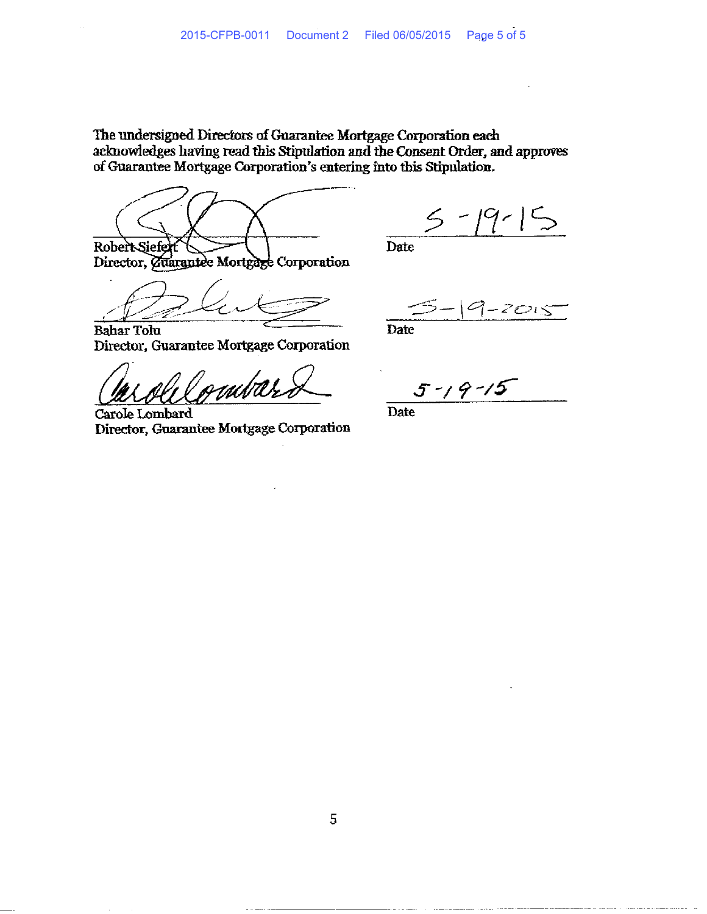The undersigned Directors of Guarantee Mortgage Corporation each acknowledges having read this Stipulation and the Consent Order, and approves of Guarantee Mortgage Corporation's entering into this Stipulation.

| | |
|---|---|
| Robert Siefert<br>Director, Guarantee Mortgage Corporation | 5-19-15<br>Date |
| Bahar Tolu<br>Director, Guarantee Mortgage Corporation | 5-19-2015<br>Date |
| Carole Lombard<br>Director, Guarantee Mortgage Corporation | 5-19-15<br>Date |